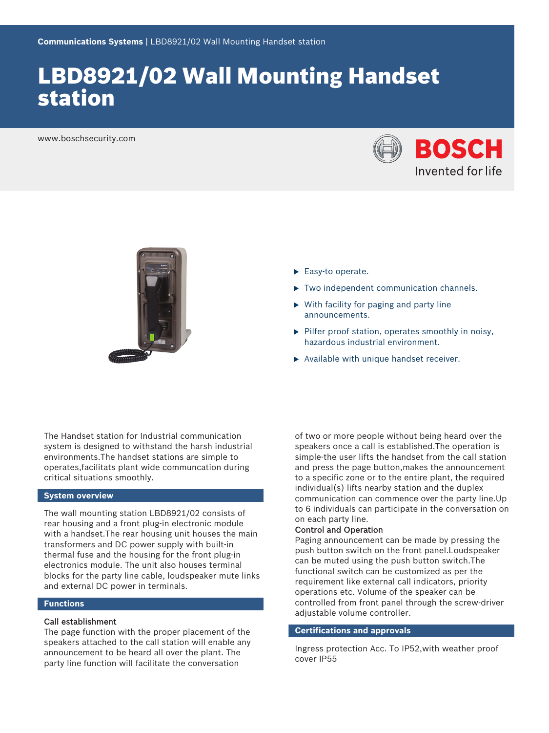Communications Systems | LBD8921/02 Wall Mounting Handset station

# LBD8921/02 Wall Mounting Handset station

www.boschsecurity.com

BOSCH
Invented for life

- Easy-to operate.
- Two independent communication channels.
- With facility for paging and party line announcements.
- Pilfer proof station, operates smoothly in noisy, hazardous industrial environment.
- Available with unique handset receiver.

The Handset station for Industrial communication system is designed to withstand the harsh industrial environments.The handset stations are simple to operate,facilitats plant wide communcation during critical situations smoothly.

## System overview

The wall mounting station LBD8921/02 consists of rear housing and a front plug-in electronic module with a handset.The rear housing unit houses the main transformers and DC power supply with built-in thermal fuse and the housing for the front plug-in electronics module. The unit also houses terminal blocks for the party line cable, loudspeaker mute links and external DC power in terminals.

## Functions

### Call establishment

The page function with the proper placement of the speakers attached to the call station will enable any announcement to be heard all over the plant. The party line function will facilitate the conversation of two or more people without being heard over the speakers once a call is established.The operation is simple-the user lifts the handset from the call station and press the page button,makes the announcement to a specific zone or to the entire plant, the required individual(s) lifts nearby station and the duplex communication can commence over the party line.Up to 6 individuals can participate in the conversation on on each party line.

### Control and Operation

Paging announcement can be made by pressing the push button switch on the front panel.Loudspeaker can be muted using the push button switch.The functional switch can be customized as per the requirement like external call indicators, priority operations etc. Volume of the speaker can be controlled from front panel through the screw-driver adjustable volume controller.

## Certifications and approvals

Ingress protection Acc. To IP52,with weather proof cover IP55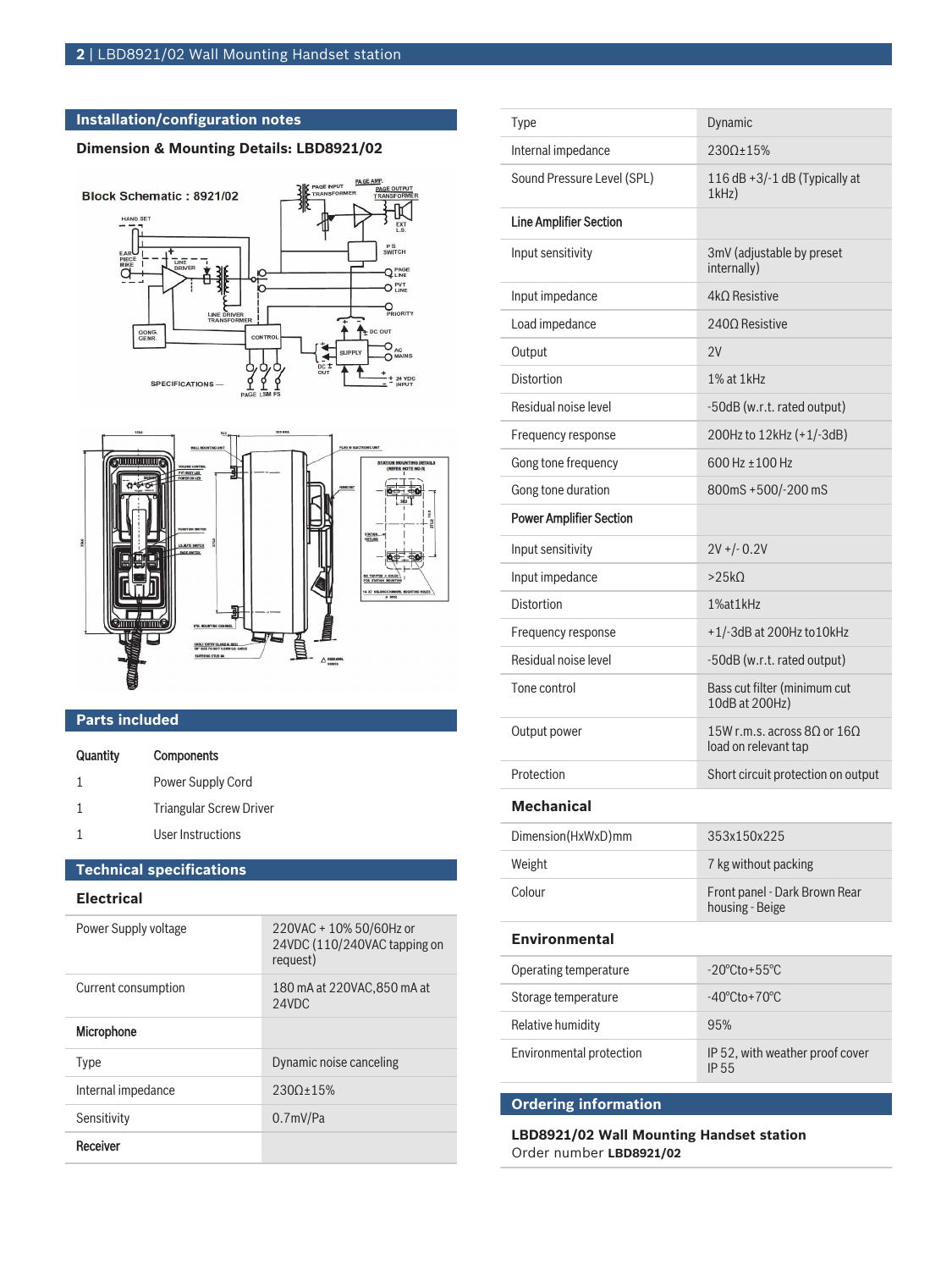## Installation/configuration notes

**Dimension & Mounting Details: LBD8921/02**

## Parts included

| Quantity | Components |
| --- | --- |
| 1 | Power Supply Cord |
| 1 | Triangular Screw Driver |
| 1 | User Instructions |

## Technical specifications

### Electrical

| | |
| --- | --- |
| Power Supply voltage | 220VAC + 10% 50/60Hz or 24VDC (110/240VAC tapping on request) |
| Current consumption | 180 mA at 220VAC,850 mA at 24VDC |
| **Microphone** | |
| Type | Dynamic noise canceling |
| Internal impedance | 230Ω±15% |
| Sensitivity | 0.7mV/Pa |
| **Receiver** | |
| Type | Dynamic |
| Internal impedance | 230Ω±15% |
| Sound Pressure Level (SPL) | 116 dB +3/-1 dB (Typically at 1kHz) |
| **Line Amplifier Section** | |
| Input sensitivity | 3mV (adjustable by preset internally) |
| Input impedance | 4kΩ Resistive |
| Load impedance | 240Ω Resistive |
| Output | 2V |
| Distortion | 1% at 1kHz |
| Residual noise level | -50dB (w.r.t. rated output) |
| Frequency response | 200Hz to 12kHz (+1/-3dB) |
| Gong tone frequency | 600 Hz ±100 Hz |
| Gong tone duration | 800mS +500/-200 mS |
| **Power Amplifier Section** | |
| Input sensitivity | 2V +/- 0.2V |
| Input impedance | >25kΩ |
| Distortion | 1%at1kHz |
| Frequency response | +1/-3dB at 200Hz to10kHz |
| Residual noise level | -50dB (w.r.t. rated output) |
| Tone control | Bass cut filter (minimum cut 10dB at 200Hz) |
| Output power | 15W r.m.s. across 8Ω or 16Ω load on relevant tap |
| Protection | Short circuit protection on output |

### Mechanical

| | |
| --- | --- |
| Dimension(HxWxD)mm | 353x150x225 |
| Weight | 7 kg without packing |
| Colour | Front panel - Dark Brown Rear housing - Beige |

### Environmental

| | |
| --- | --- |
| Operating temperature | -20°Cto+55°C |
| Storage temperature | -40°Cto+70°C |
| Relative humidity | 95% |
| Environmental protection | IP 52, with weather proof cover IP 55 |

## Ordering information

**LBD8921/02 Wall Mounting Handset station**
Order number **LBD8921/02**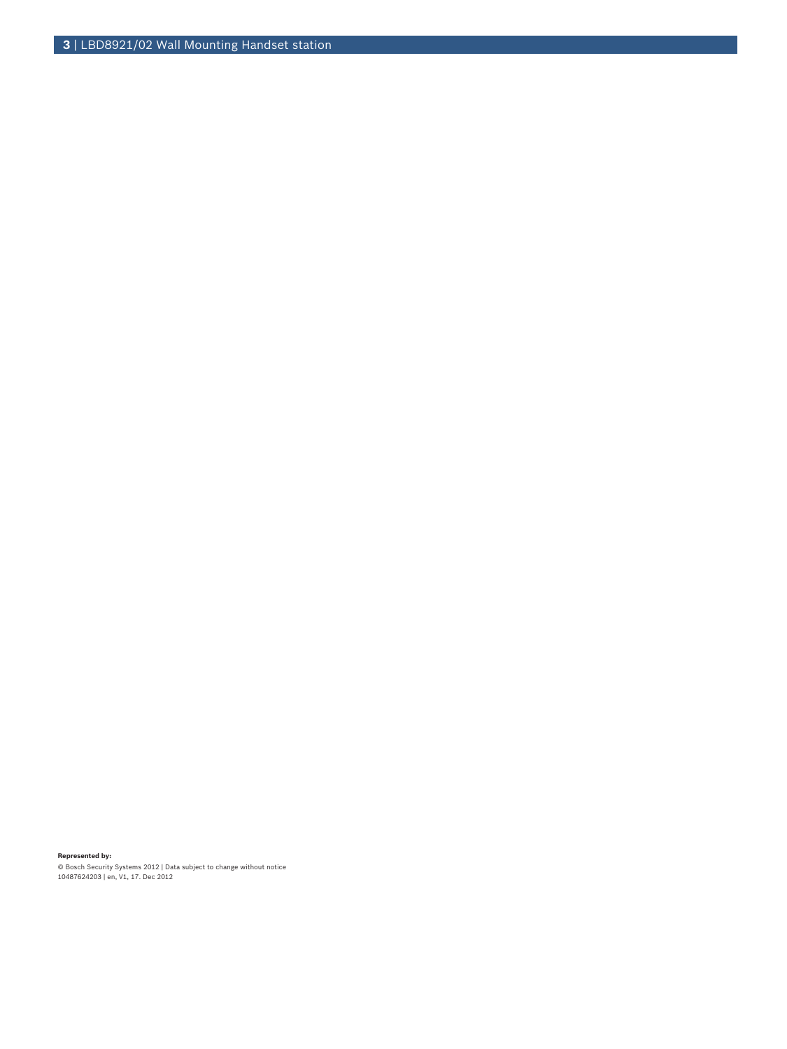**Represented by:**

© Bosch Security Systems 2012 | Data subject to change without notice
10487624203 | en, V1, 17. Dec 2012